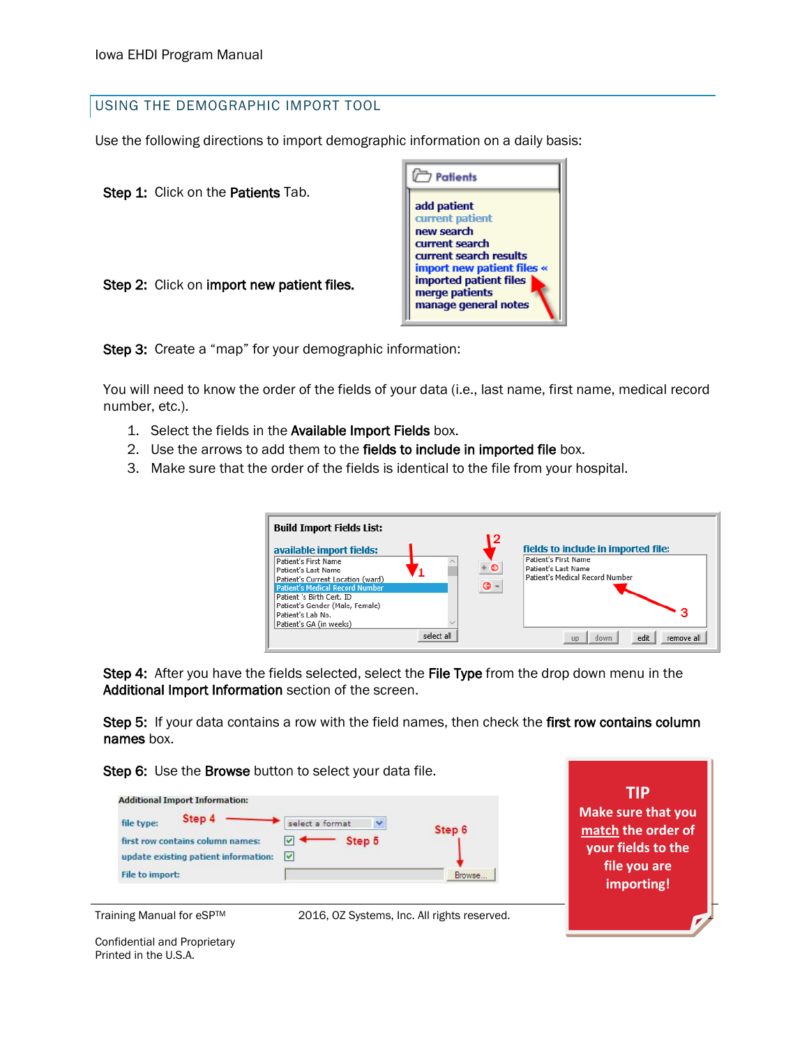## USING THE DEMOGRAPHIC IMPORT TOOL

Use the following directions to import demographic information on a daily basis:

**Step 1:** Click on the **Patients** Tab.

**Step 2:** Click on **import new patient files.**

**Step 3:** Create a "map" for your demographic information:

You will need to know the order of the fields of your data (i.e., last name, first name, medical record number, etc.).

1. Select the fields in the **Available Import Fields** box.
2. Use the arrows to add them to the **fields to include in imported file** box.
3. Make sure that the order of the fields is identical to the file from your hospital.

**Step 4:** After you have the fields selected, select the **File Type** from the drop down menu in the **Additional Import Information** section of the screen.

**Step 5:** If your data contains a row with the field names, then check the **first row contains column names** box.

**Step 6:** Use the **Browse** button to select your data file.

**TIP**
**Make sure that you match the order of your fields to the file you are importing!**

Training Manual for eSP™ 2016, OZ Systems, Inc. All rights reserved.

Confidential and Proprietary
Printed in the U.S.A.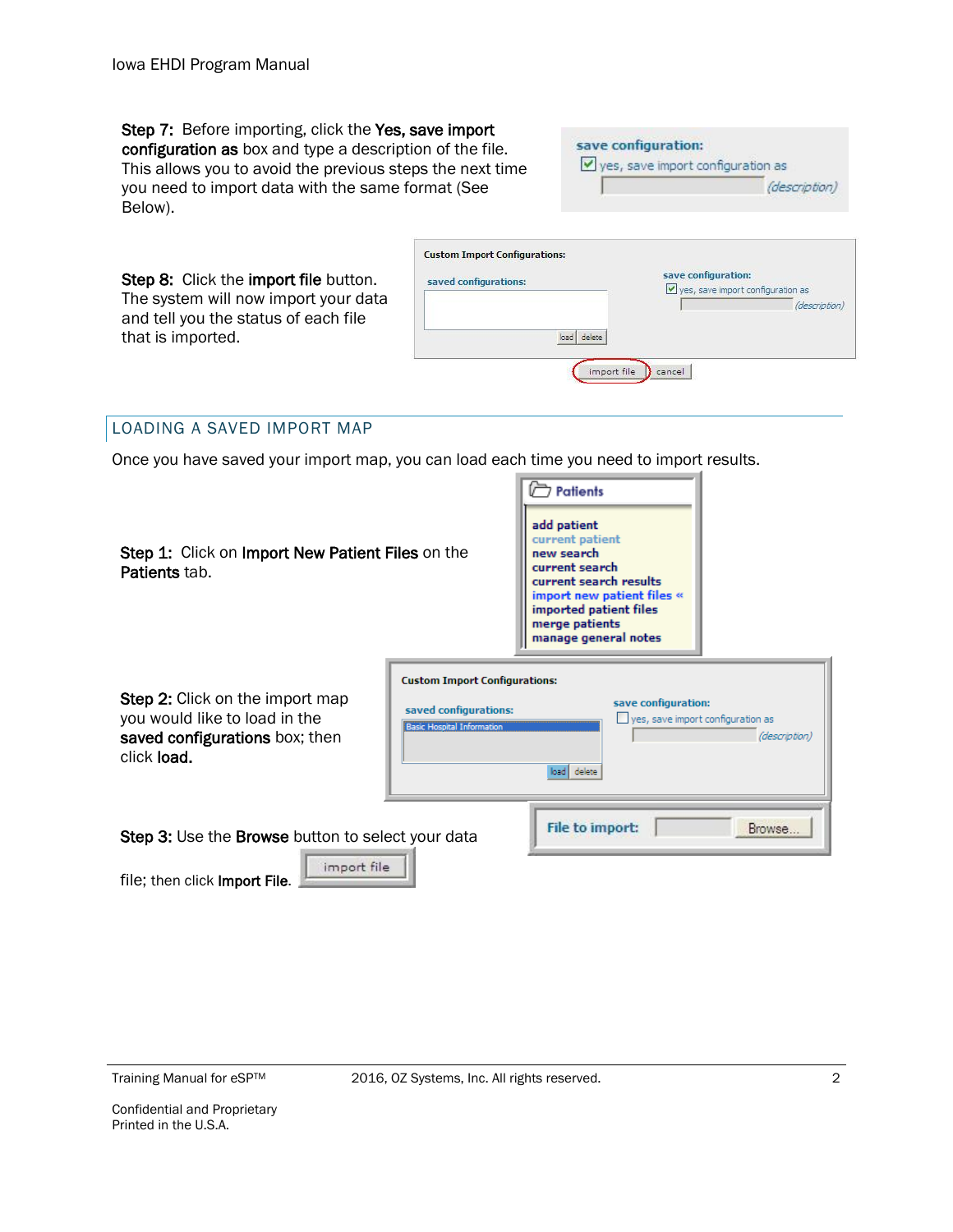**Step 7:** Before importing, click the **Yes, save import configuration as** box and type a description of the file. This allows you to avoid the previous steps the next time you need to import data with the same format (See Below).

**Step 8:** Click the **import file** button. The system will now import your data and tell you the status of each file that is imported.

## LOADING A SAVED IMPORT MAP

Once you have saved your import map, you can load each time you need to import results.

**Step 1:** Click on **Import New Patient Files** on the **Patients** tab.

**Step 2:** Click on the import map you would like to load in the **saved configurations** box; then click **load.**

**Step 3:** Use the **Browse** button to select your data file; then click **Import File**.